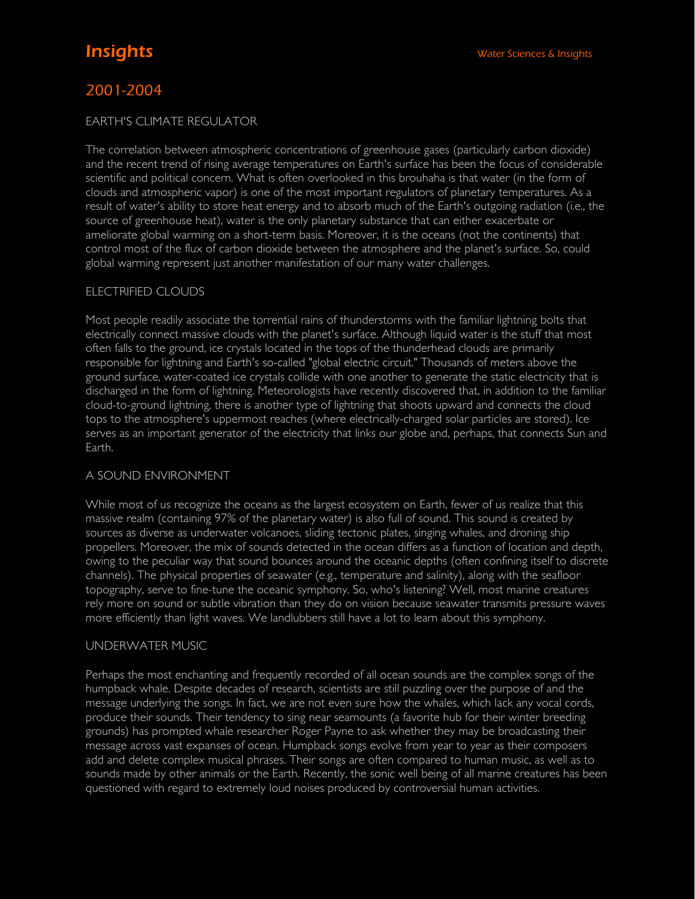# Insights

Water Sciences & Insights

## 2001-2004

### EARTH'S CLIMATE REGULATOR

The correlation between atmospheric concentrations of greenhouse gases (particularly carbon dioxide) and the recent trend of rising average temperatures on Earth's surface has been the focus of considerable scientific and political concern. What is often overlooked in this brouhaha is that water (in the form of clouds and atmospheric vapor) is one of the most important regulators of planetary temperatures. As a result of water's ability to store heat energy and to absorb much of the Earth's outgoing radiation (i.e., the source of greenhouse heat), water is the only planetary substance that can either exacerbate or ameliorate global warming on a short-term basis. Moreover, it is the oceans (not the continents) that control most of the flux of carbon dioxide between the atmosphere and the planet's surface. So, could global warming represent just another manifestation of our many water challenges.

### ELECTRIFIED CLOUDS

Most people readily associate the torrential rains of thunderstorms with the familiar lightning bolts that electrically connect massive clouds with the planet's surface. Although liquid water is the stuff that most often falls to the ground, ice crystals located in the tops of the thunderhead clouds are primarily responsible for lightning and Earth's so-called "global electric circuit." Thousands of meters above the ground surface, water-coated ice crystals collide with one another to generate the static electricity that is discharged in the form of lightning. Meteorologists have recently discovered that, in addition to the familiar cloud-to-ground lightning, there is another type of lightning that shoots upward and connects the cloud tops to the atmosphere's uppermost reaches (where electrically-charged solar particles are stored). Ice serves as an important generator of the electricity that links our globe and, perhaps, that connects Sun and Earth.

### A SOUND ENVIRONMENT

While most of us recognize the oceans as the largest ecosystem on Earth, fewer of us realize that this massive realm (containing 97% of the planetary water) is also full of sound. This sound is created by sources as diverse as underwater volcanoes, sliding tectonic plates, singing whales, and droning ship propellers. Moreover, the mix of sounds detected in the ocean differs as a function of location and depth, owing to the peculiar way that sound bounces around the oceanic depths (often confining itself to discrete channels). The physical properties of seawater (e.g., temperature and salinity), along with the seafloor topography, serve to fine-tune the oceanic symphony. So, who's listening? Well, most marine creatures rely more on sound or subtle vibration than they do on vision because seawater transmits pressure waves more efficiently than light waves. We landlubbers still have a lot to learn about this symphony.

### UNDERWATER MUSIC

Perhaps the most enchanting and frequently recorded of all ocean sounds are the complex songs of the humpback whale. Despite decades of research, scientists are still puzzling over the purpose of and the message underlying the songs. In fact, we are not even sure how the whales, which lack any vocal cords, produce their sounds. Their tendency to sing near seamounts (a favorite hub for their winter breeding grounds) has prompted whale researcher Roger Payne to ask whether they may be broadcasting their message across vast expanses of ocean. Humpback songs evolve from year to year as their composers add and delete complex musical phrases. Their songs are often compared to human music, as well as to sounds made by other animals or the Earth. Recently, the sonic well being of all marine creatures has been questioned with regard to extremely loud noises produced by controversial human activities.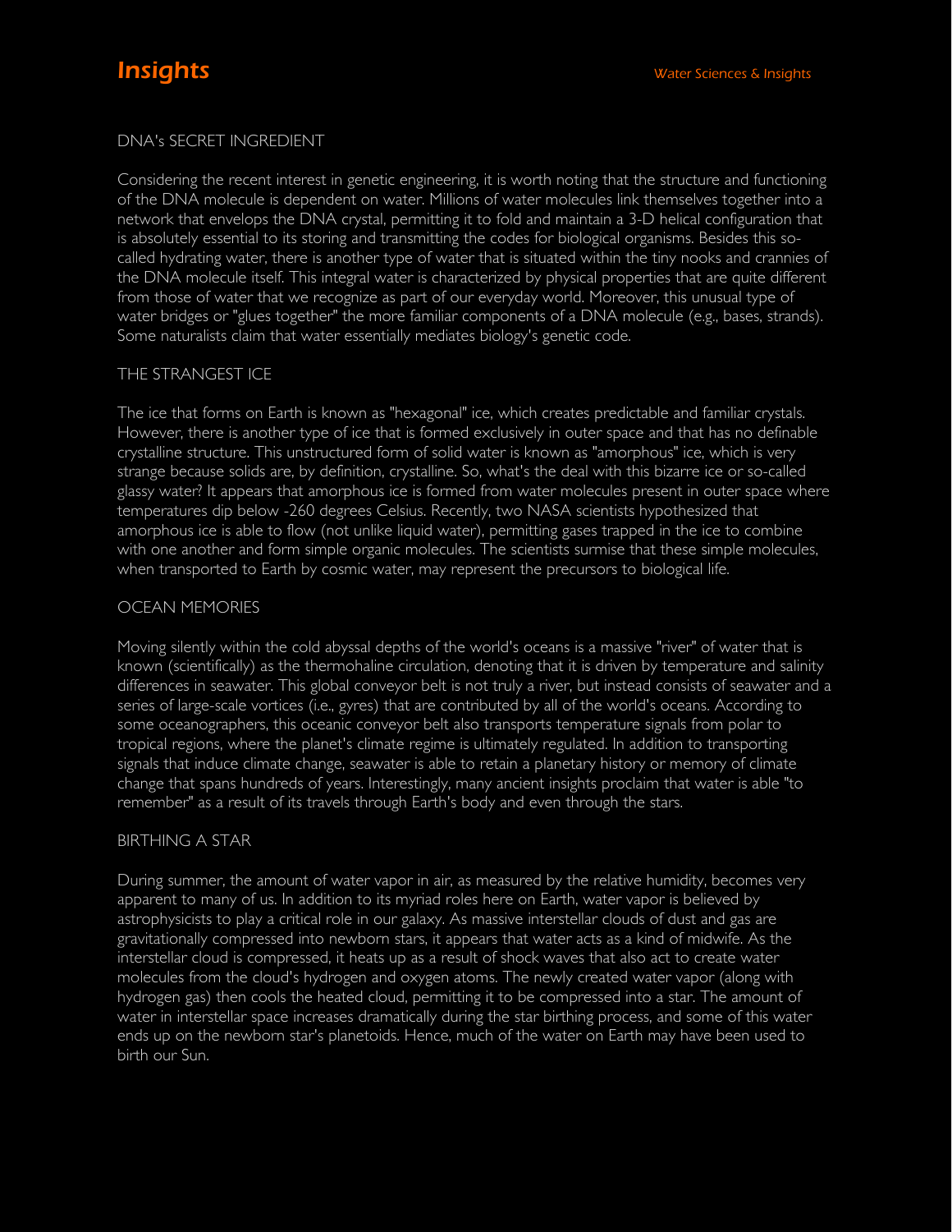# Insights

## DNA's SECRET INGREDIENT

Considering the recent interest in genetic engineering, it is worth noting that the structure and functioning of the DNA molecule is dependent on water. Millions of water molecules link themselves together into a network that envelops the DNA crystal, permitting it to fold and maintain a 3-D helical configuration that is absolutely essential to its storing and transmitting the codes for biological organisms. Besides this so-called hydrating water, there is another type of water that is situated within the tiny nooks and crannies of the DNA molecule itself. This integral water is characterized by physical properties that are quite different from those of water that we recognize as part of our everyday world. Moreover, this unusual type of water bridges or "glues together" the more familiar components of a DNA molecule (e.g., bases, strands). Some naturalists claim that water essentially mediates biology's genetic code.

## THE STRANGEST ICE

The ice that forms on Earth is known as "hexagonal" ice, which creates predictable and familiar crystals. However, there is another type of ice that is formed exclusively in outer space and that has no definable crystalline structure. This unstructured form of solid water is known as "amorphous" ice, which is very strange because solids are, by definition, crystalline. So, what's the deal with this bizarre ice or so-called glassy water? It appears that amorphous ice is formed from water molecules present in outer space where temperatures dip below -260 degrees Celsius. Recently, two NASA scientists hypothesized that amorphous ice is able to flow (not unlike liquid water), permitting gases trapped in the ice to combine with one another and form simple organic molecules. The scientists surmise that these simple molecules, when transported to Earth by cosmic water, may represent the precursors to biological life.

## OCEAN MEMORIES

Moving silently within the cold abyssal depths of the world's oceans is a massive "river" of water that is known (scientifically) as the thermohaline circulation, denoting that it is driven by temperature and salinity differences in seawater. This global conveyor belt is not truly a river, but instead consists of seawater and a series of large-scale vortices (i.e., gyres) that are contributed by all of the world's oceans. According to some oceanographers, this oceanic conveyor belt also transports temperature signals from polar to tropical regions, where the planet's climate regime is ultimately regulated. In addition to transporting signals that induce climate change, seawater is able to retain a planetary history or memory of climate change that spans hundreds of years. Interestingly, many ancient insights proclaim that water is able "to remember" as a result of its travels through Earth's body and even through the stars.

## BIRTHING A STAR

During summer, the amount of water vapor in air, as measured by the relative humidity, becomes very apparent to many of us. In addition to its myriad roles here on Earth, water vapor is believed by astrophysicists to play a critical role in our galaxy. As massive interstellar clouds of dust and gas are gravitationally compressed into newborn stars, it appears that water acts as a kind of midwife. As the interstellar cloud is compressed, it heats up as a result of shock waves that also act to create water molecules from the cloud's hydrogen and oxygen atoms. The newly created water vapor (along with hydrogen gas) then cools the heated cloud, permitting it to be compressed into a star. The amount of water in interstellar space increases dramatically during the star birthing process, and some of this water ends up on the newborn star's planetoids. Hence, much of the water on Earth may have been used to birth our Sun.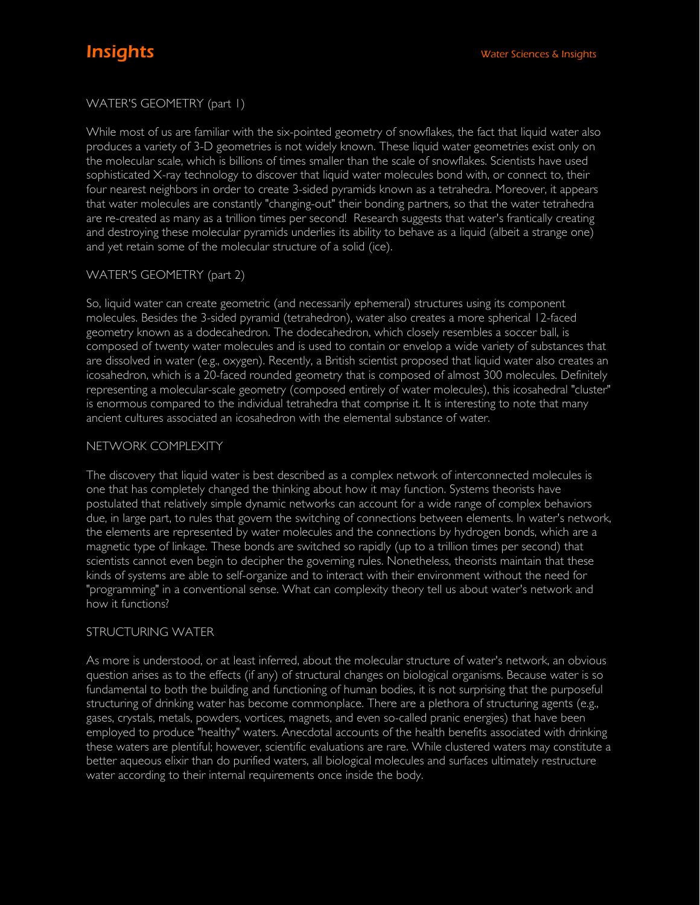# Insights

## WATER'S GEOMETRY (part 1)

While most of us are familiar with the six-pointed geometry of snowflakes, the fact that liquid water also produces a variety of 3-D geometries is not widely known. These liquid water geometries exist only on the molecular scale, which is billions of times smaller than the scale of snowflakes. Scientists have used sophisticated X-ray technology to discover that liquid water molecules bond with, or connect to, their four nearest neighbors in order to create 3-sided pyramids known as a tetrahedra. Moreover, it appears that water molecules are constantly "changing-out" their bonding partners, so that the water tetrahedra are re-created as many as a trillion times per second! Research suggests that water's frantically creating and destroying these molecular pyramids underlies its ability to behave as a liquid (albeit a strange one) and yet retain some of the molecular structure of a solid (ice).

## WATER'S GEOMETRY (part 2)

So, liquid water can create geometric (and necessarily ephemeral) structures using its component molecules. Besides the 3-sided pyramid (tetrahedron), water also creates a more spherical 12-faced geometry known as a dodecahedron. The dodecahedron, which closely resembles a soccer ball, is composed of twenty water molecules and is used to contain or envelop a wide variety of substances that are dissolved in water (e.g., oxygen). Recently, a British scientist proposed that liquid water also creates an icosahedron, which is a 20-faced rounded geometry that is composed of almost 300 molecules. Definitely representing a molecular-scale geometry (composed entirely of water molecules), this icosahedral "cluster" is enormous compared to the individual tetrahedra that comprise it. It is interesting to note that many ancient cultures associated an icosahedron with the elemental substance of water.

## NETWORK COMPLEXITY

The discovery that liquid water is best described as a complex network of interconnected molecules is one that has completely changed the thinking about how it may function. Systems theorists have postulated that relatively simple dynamic networks can account for a wide range of complex behaviors due, in large part, to rules that govern the switching of connections between elements. In water's network, the elements are represented by water molecules and the connections by hydrogen bonds, which are a magnetic type of linkage. These bonds are switched so rapidly (up to a trillion times per second) that scientists cannot even begin to decipher the governing rules. Nonetheless, theorists maintain that these kinds of systems are able to self-organize and to interact with their environment without the need for "programming" in a conventional sense. What can complexity theory tell us about water's network and how it functions?

## STRUCTURING WATER

As more is understood, or at least inferred, about the molecular structure of water's network, an obvious question arises as to the effects (if any) of structural changes on biological organisms. Because water is so fundamental to both the building and functioning of human bodies, it is not surprising that the purposeful structuring of drinking water has become commonplace. There are a plethora of structuring agents (e.g., gases, crystals, metals, powders, vortices, magnets, and even so-called pranic energies) that have been employed to produce "healthy" waters. Anecdotal accounts of the health benefits associated with drinking these waters are plentiful; however, scientific evaluations are rare. While clustered waters may constitute a better aqueous elixir than do purified waters, all biological molecules and surfaces ultimately restructure water according to their internal requirements once inside the body.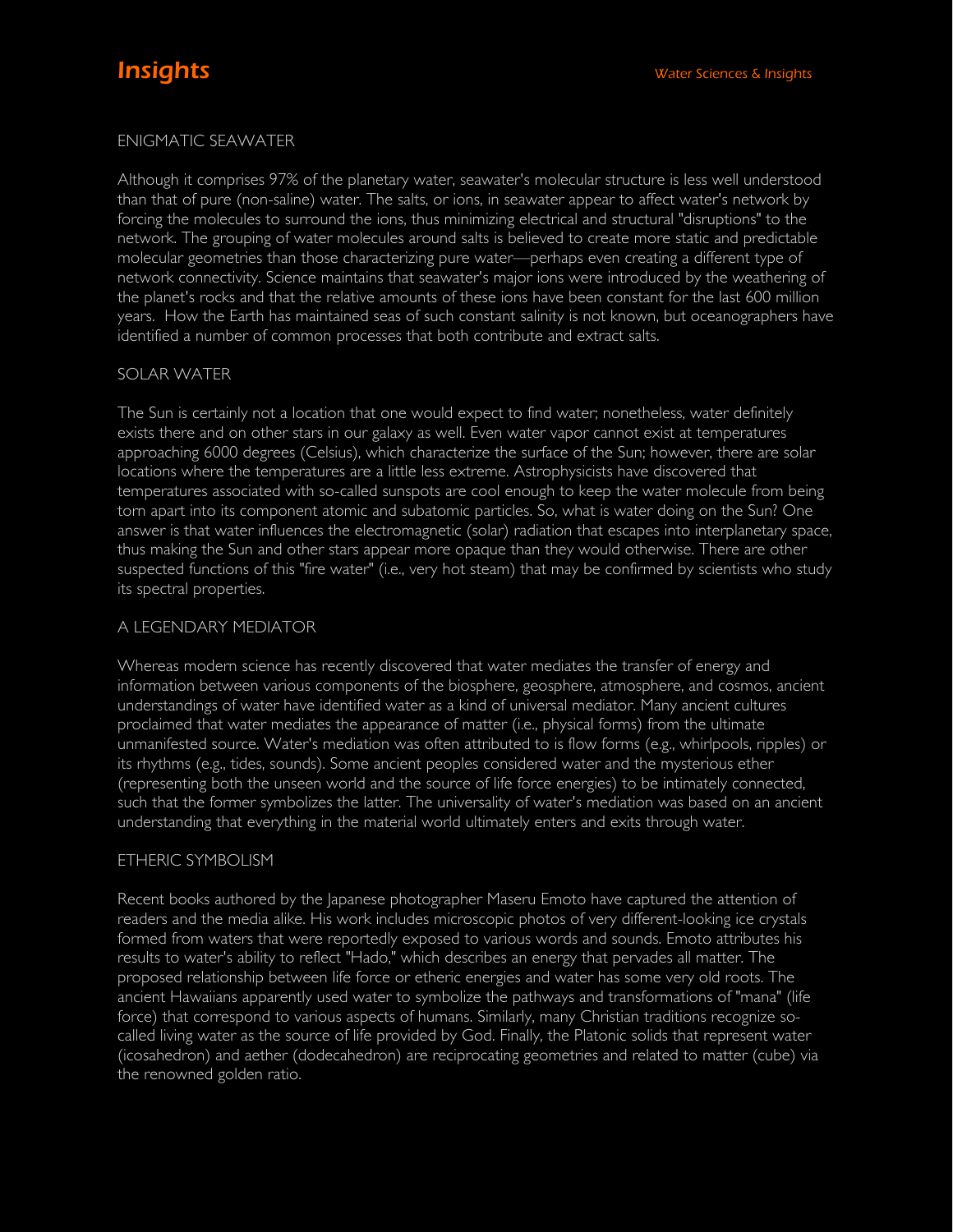# Insights

## ENIGMATIC SEAWATER

Although it comprises 97% of the planetary water, seawater's molecular structure is less well understood than that of pure (non-saline) water. The salts, or ions, in seawater appear to affect water's network by forcing the molecules to surround the ions, thus minimizing electrical and structural "disruptions" to the network. The grouping of water molecules around salts is believed to create more static and predictable molecular geometries than those characterizing pure water—perhaps even creating a different type of network connectivity. Science maintains that seawater's major ions were introduced by the weathering of the planet's rocks and that the relative amounts of these ions have been constant for the last 600 million years. How the Earth has maintained seas of such constant salinity is not known, but oceanographers have identified a number of common processes that both contribute and extract salts.

## SOLAR WATER

The Sun is certainly not a location that one would expect to find water; nonetheless, water definitely exists there and on other stars in our galaxy as well. Even water vapor cannot exist at temperatures approaching 6000 degrees (Celsius), which characterize the surface of the Sun; however, there are solar locations where the temperatures are a little less extreme. Astrophysicists have discovered that temperatures associated with so-called sunspots are cool enough to keep the water molecule from being torn apart into its component atomic and subatomic particles. So, what is water doing on the Sun? One answer is that water influences the electromagnetic (solar) radiation that escapes into interplanetary space, thus making the Sun and other stars appear more opaque than they would otherwise. There are other suspected functions of this "fire water" (i.e., very hot steam) that may be confirmed by scientists who study its spectral properties.

## A LEGENDARY MEDIATOR

Whereas modern science has recently discovered that water mediates the transfer of energy and information between various components of the biosphere, geosphere, atmosphere, and cosmos, ancient understandings of water have identified water as a kind of universal mediator. Many ancient cultures proclaimed that water mediates the appearance of matter (i.e., physical forms) from the ultimate unmanifested source. Water's mediation was often attributed to is flow forms (e.g., whirlpools, ripples) or its rhythms (e.g., tides, sounds). Some ancient peoples considered water and the mysterious ether (representing both the unseen world and the source of life force energies) to be intimately connected, such that the former symbolizes the latter. The universality of water's mediation was based on an ancient understanding that everything in the material world ultimately enters and exits through water.

## ETHERIC SYMBOLISM

Recent books authored by the Japanese photographer Maseru Emoto have captured the attention of readers and the media alike. His work includes microscopic photos of very different-looking ice crystals formed from waters that were reportedly exposed to various words and sounds. Emoto attributes his results to water's ability to reflect "Hado," which describes an energy that pervades all matter. The proposed relationship between life force or etheric energies and water has some very old roots. The ancient Hawaiians apparently used water to symbolize the pathways and transformations of "mana" (life force) that correspond to various aspects of humans. Similarly, many Christian traditions recognize so-called living water as the source of life provided by God. Finally, the Platonic solids that represent water (icosahedron) and aether (dodecahedron) are reciprocating geometries and related to matter (cube) via the renowned golden ratio.